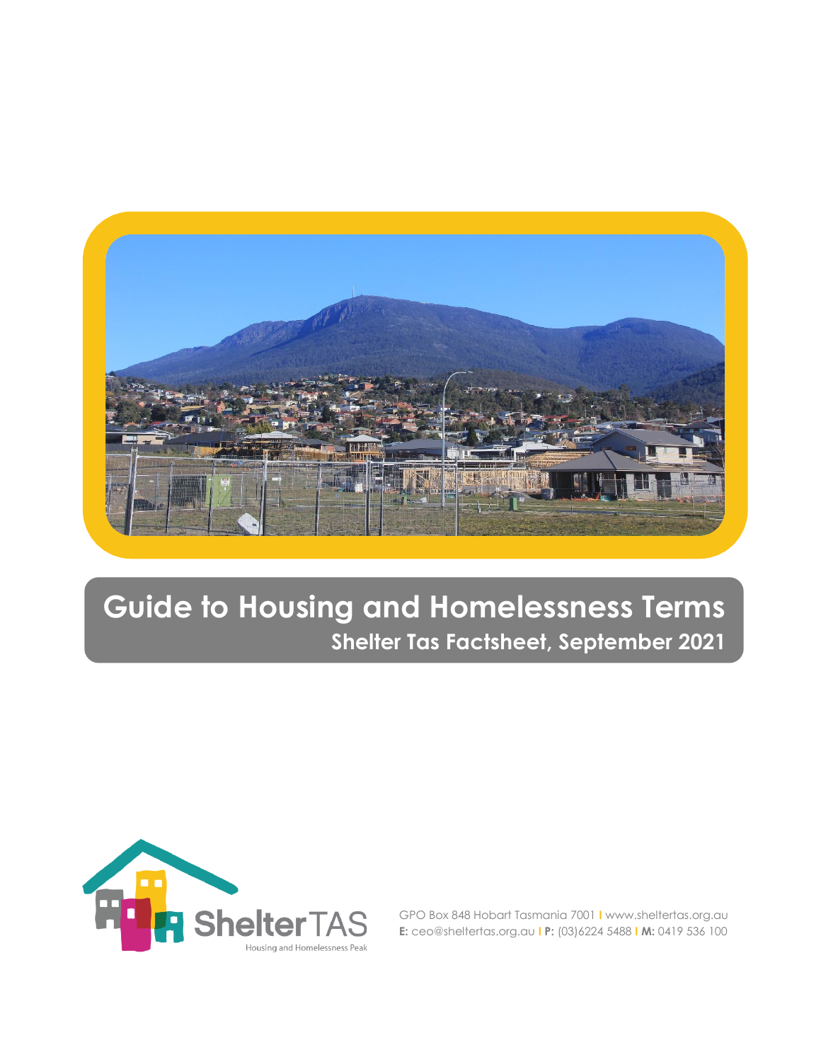# Guide to Housing and Homelessness Terms

## Shelter Tas Factsheet, September 2021

ShelterTAS
Housing and Homelessness Peak

GPO Box 848 Hobart Tasmania 7001 | www.sheltertas.org.au
**E:** ceo@sheltertas.org.au | **P:** (03)6224 5488 | **M:** 0419 536 100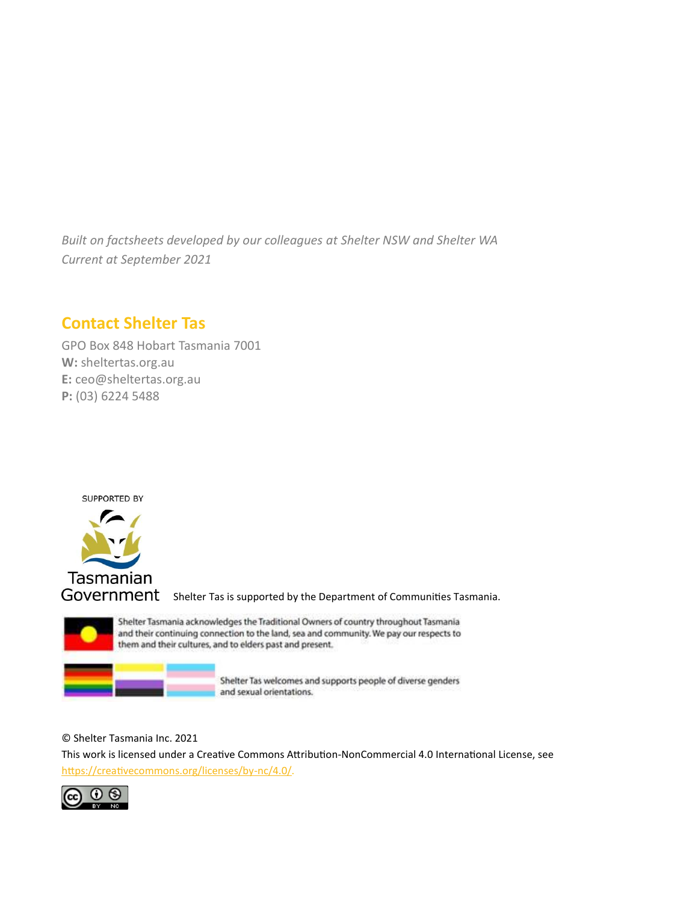*Built on factsheets developed by our colleagues at Shelter NSW and Shelter WA*
*Current at September 2021*

## Contact Shelter Tas

GPO Box 848 Hobart Tasmania 7001
**W:** sheltertas.org.au
**E:** ceo@sheltertas.org.au
**P:** (03) 6224 5488

SUPPORTED BY

Tasmanian Government

Shelter Tas is supported by the Department of Communities Tasmania.

Shelter Tasmania acknowledges the Traditional Owners of country throughout Tasmania and their continuing connection to the land, sea and community. We pay our respects to them and their cultures, and to elders past and present.

Shelter Tas welcomes and supports people of diverse genders and sexual orientations.

© Shelter Tasmania Inc. 2021
This work is licensed under a Creative Commons Attribution-NonCommercial 4.0 International License, see https://creativecommons.org/licenses/by-nc/4.0/.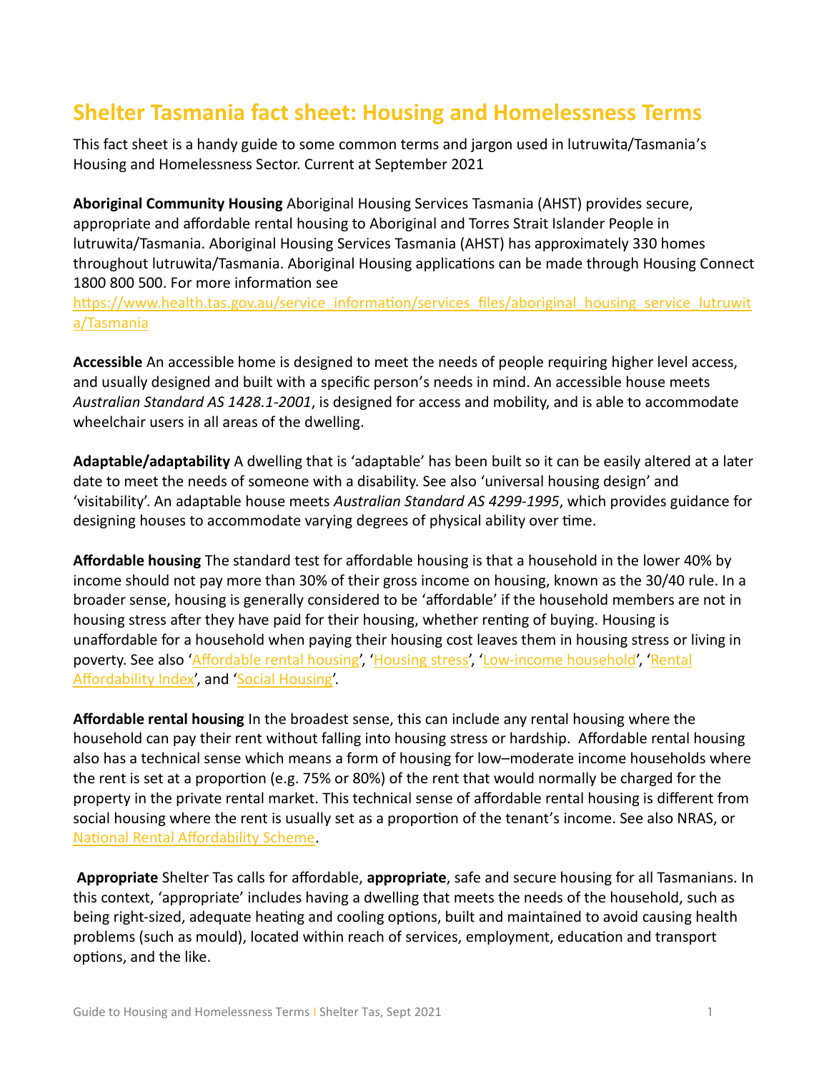# Shelter Tasmania fact sheet: Housing and Homelessness Terms

This fact sheet is a handy guide to some common terms and jargon used in lutruwita/Tasmania's Housing and Homelessness Sector. Current at September 2021

**Aboriginal Community Housing** Aboriginal Housing Services Tasmania (AHST) provides secure, appropriate and affordable rental housing to Aboriginal and Torres Strait Islander People in lutruwita/Tasmania. Aboriginal Housing Services Tasmania (AHST) has approximately 330 homes throughout lutruwita/Tasmania. Aboriginal Housing applications can be made through Housing Connect 1800 800 500. For more information see [https://www.health.tas.gov.au/service_information/services_files/aboriginal_housing_service_lutruwita/Tasmania](https://www.health.tas.gov.au/service_information/services_files/aboriginal_housing_service_lutruwita/Tasmania)

**Accessible** An accessible home is designed to meet the needs of people requiring higher level access, and usually designed and built with a specific person's needs in mind. An accessible house meets *Australian Standard AS 1428.1-2001*, is designed for access and mobility, and is able to accommodate wheelchair users in all areas of the dwelling.

**Adaptable/adaptability** A dwelling that is 'adaptable' has been built so it can be easily altered at a later date to meet the needs of someone with a disability. See also 'universal housing design' and 'visitability'. An adaptable house meets *Australian Standard AS 4299-1995*, which provides guidance for designing houses to accommodate varying degrees of physical ability over time.

**Affordable housing** The standard test for affordable housing is that a household in the lower 40% by income should not pay more than 30% of their gross income on housing, known as the 30/40 rule. In a broader sense, housing is generally considered to be 'affordable' if the household members are not in housing stress after they have paid for their housing, whether renting of buying. Housing is unaffordable for a household when paying their housing cost leaves them in housing stress or living in poverty. See also 'Affordable rental housing', 'Housing stress', 'Low-income household', 'Rental Affordability Index', and 'Social Housing'.

**Affordable rental housing** In the broadest sense, this can include any rental housing where the household can pay their rent without falling into housing stress or hardship. Affordable rental housing also has a technical sense which means a form of housing for low–moderate income households where the rent is set at a proportion (e.g. 75% or 80%) of the rent that would normally be charged for the property in the private rental market. This technical sense of affordable rental housing is different from social housing where the rent is usually set as a proportion of the tenant's income. See also NRAS, or National Rental Affordability Scheme.

**Appropriate** Shelter Tas calls for affordable, **appropriate**, safe and secure housing for all Tasmanians. In this context, 'appropriate' includes having a dwelling that meets the needs of the household, such as being right-sized, adequate heating and cooling options, built and maintained to avoid causing health problems (such as mould), located within reach of services, employment, education and transport options, and the like.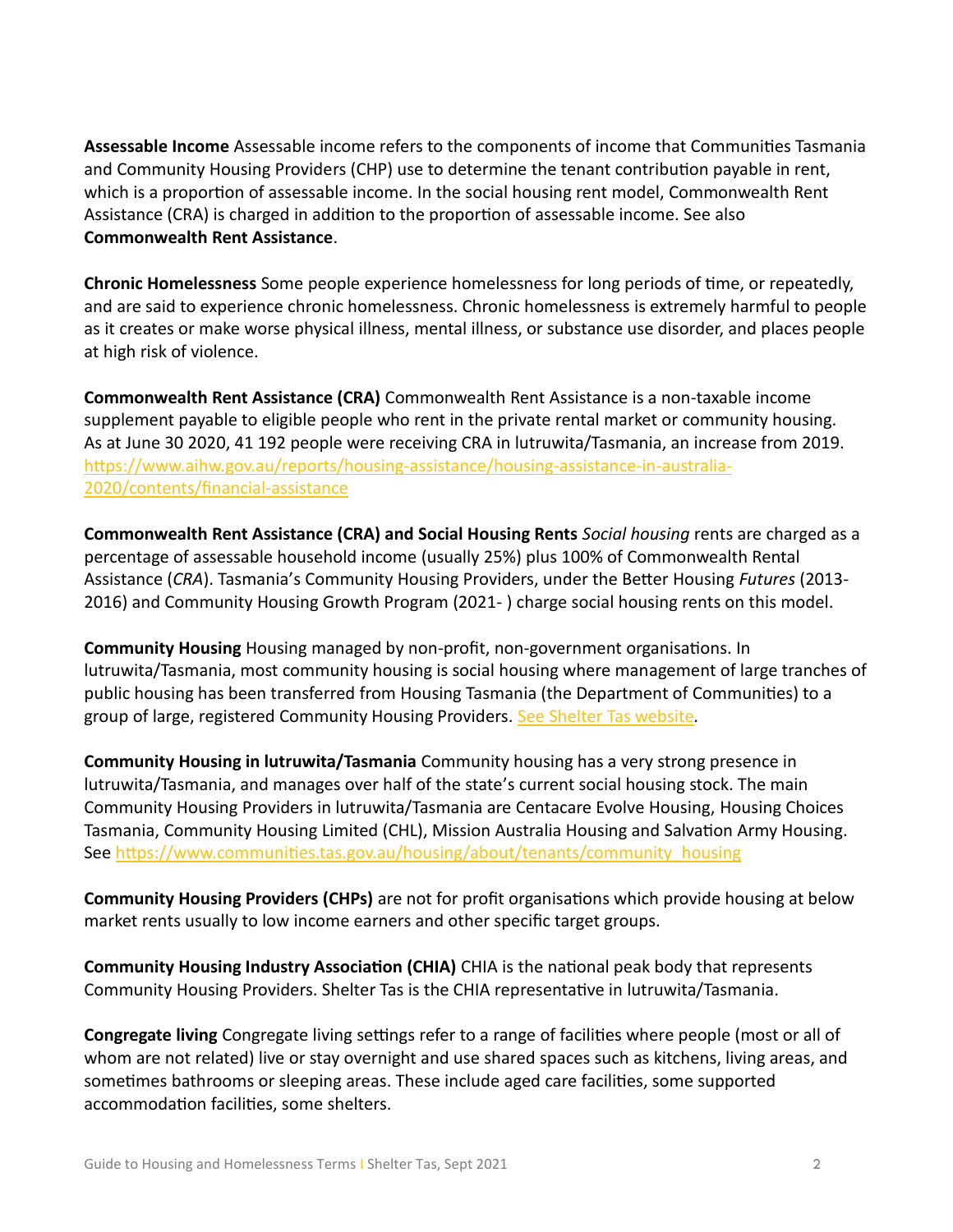**Assessable Income** Assessable income refers to the components of income that Communities Tasmania and Community Housing Providers (CHP) use to determine the tenant contribution payable in rent, which is a proportion of assessable income. In the social housing rent model, Commonwealth Rent Assistance (CRA) is charged in addition to the proportion of assessable income. See also **Commonwealth Rent Assistance**.

**Chronic Homelessness** Some people experience homelessness for long periods of time, or repeatedly, and are said to experience chronic homelessness. Chronic homelessness is extremely harmful to people as it creates or make worse physical illness, mental illness, or substance use disorder, and places people at high risk of violence.

**Commonwealth Rent Assistance (CRA)** Commonwealth Rent Assistance is a non-taxable income supplement payable to eligible people who rent in the private rental market or community housing. As at June 30 2020, 41 192 people were receiving CRA in lutruwita/Tasmania, an increase from 2019. [https://www.aihw.gov.au/reports/housing-assistance/housing-assistance-in-australia-2020/contents/financial-assistance](https://www.aihw.gov.au/reports/housing-assistance/housing-assistance-in-australia-2020/contents/financial-assistance)

**Commonwealth Rent Assistance (CRA) and Social Housing Rents** *Social housing* rents are charged as a percentage of assessable household income (usually 25%) plus 100% of Commonwealth Rental Assistance (*CRA*). Tasmania's Community Housing Providers, under the Better Housing *Futures* (2013-2016) and Community Housing Growth Program (2021- ) charge social housing rents on this model.

**Community Housing** Housing managed by non-profit, non-government organisations. In lutruwita/Tasmania, most community housing is social housing where management of large tranches of public housing has been transferred from Housing Tasmania (the Department of Communities) to a group of large, registered Community Housing Providers. See Shelter Tas website.

**Community Housing in lutruwita/Tasmania** Community housing has a very strong presence in lutruwita/Tasmania, and manages over half of the state's current social housing stock. The main Community Housing Providers in lutruwita/Tasmania are Centacare Evolve Housing, Housing Choices Tasmania, Community Housing Limited (CHL), Mission Australia Housing and Salvation Army Housing. See [https://www.communities.tas.gov.au/housing/about/tenants/community_housing](https://www.communities.tas.gov.au/housing/about/tenants/community_housing)

**Community Housing Providers (CHPs)** are not for profit organisations which provide housing at below market rents usually to low income earners and other specific target groups.

**Community Housing Industry Association (CHIA)** CHIA is the national peak body that represents Community Housing Providers. Shelter Tas is the CHIA representative in lutruwita/Tasmania.

**Congregate living** Congregate living settings refer to a range of facilities where people (most or all of whom are not related) live or stay overnight and use shared spaces such as kitchens, living areas, and sometimes bathrooms or sleeping areas. These include aged care facilities, some supported accommodation facilities, some shelters.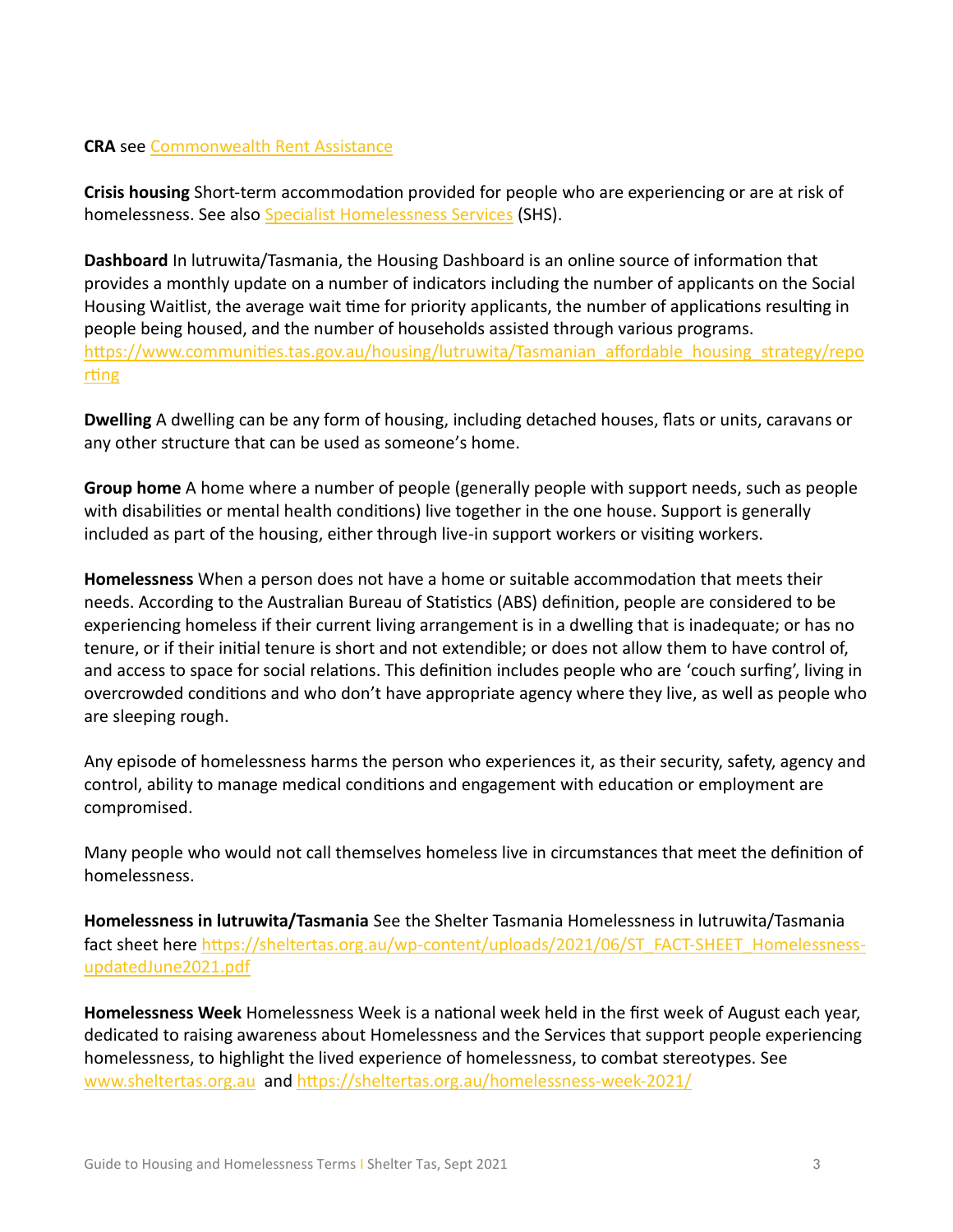**CRA** see [Commonwealth Rent Assistance]

**Crisis housing** Short-term accommodation provided for people who are experiencing or are at risk of homelessness. See also [Specialist Homelessness Services] (SHS).

**Dashboard** In lutruwita/Tasmania, the Housing Dashboard is an online source of information that provides a monthly update on a number of indicators including the number of applicants on the Social Housing Waitlist, the average wait time for priority applicants, the number of applications resulting in people being housed, and the number of households assisted through various programs. https://www.communities.tas.gov.au/housing/lutruwita/Tasmanian_affordable_housing_strategy/reporting

**Dwelling** A dwelling can be any form of housing, including detached houses, flats or units, caravans or any other structure that can be used as someone's home.

**Group home** A home where a number of people (generally people with support needs, such as people with disabilities or mental health conditions) live together in the one house. Support is generally included as part of the housing, either through live-in support workers or visiting workers.

**Homelessness** When a person does not have a home or suitable accommodation that meets their needs. According to the Australian Bureau of Statistics (ABS) definition, people are considered to be experiencing homeless if their current living arrangement is in a dwelling that is inadequate; or has no tenure, or if their initial tenure is short and not extendible; or does not allow them to have control of, and access to space for social relations. This definition includes people who are 'couch surfing', living in overcrowded conditions and who don't have appropriate agency where they live, as well as people who are sleeping rough.

Any episode of homelessness harms the person who experiences it, as their security, safety, agency and control, ability to manage medical conditions and engagement with education or employment are compromised.

Many people who would not call themselves homeless live in circumstances that meet the definition of homelessness.

**Homelessness in lutruwita/Tasmania** See the Shelter Tasmania Homelessness in lutruwita/Tasmania fact sheet here https://sheltertas.org.au/wp-content/uploads/2021/06/ST_FACT-SHEET_Homelessness-updatedJune2021.pdf

**Homelessness Week** Homelessness Week is a national week held in the first week of August each year, dedicated to raising awareness about Homelessness and the Services that support people experiencing homelessness, to highlight the lived experience of homelessness, to combat stereotypes. See www.sheltertas.org.au and https://sheltertas.org.au/homelessness-week-2021/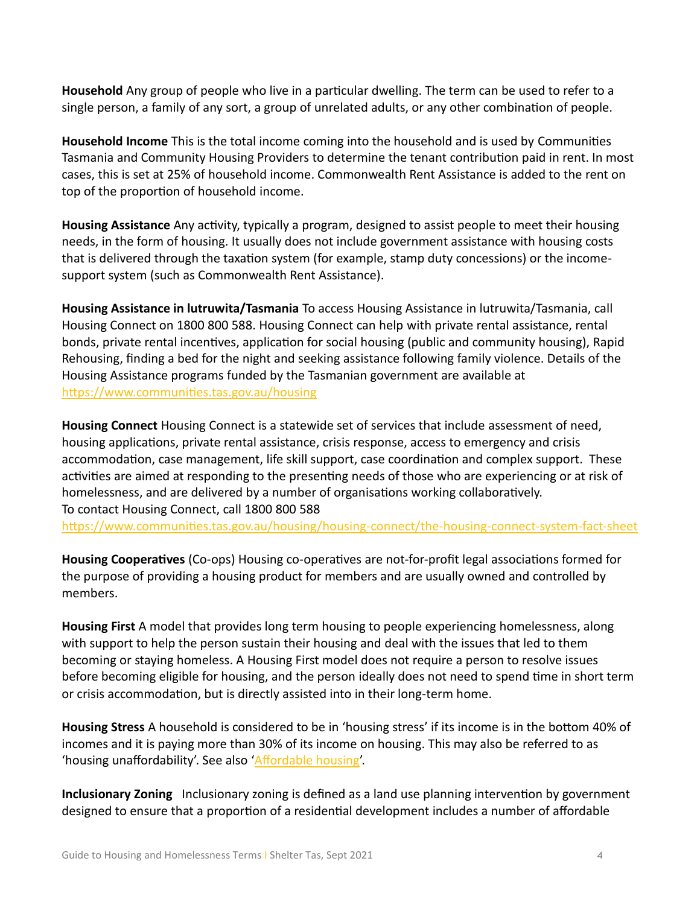**Household** Any group of people who live in a particular dwelling. The term can be used to refer to a single person, a family of any sort, a group of unrelated adults, or any other combination of people.

**Household Income** This is the total income coming into the household and is used by Communities Tasmania and Community Housing Providers to determine the tenant contribution paid in rent. In most cases, this is set at 25% of household income. Commonwealth Rent Assistance is added to the rent on top of the proportion of household income.

**Housing Assistance** Any activity, typically a program, designed to assist people to meet their housing needs, in the form of housing. It usually does not include government assistance with housing costs that is delivered through the taxation system (for example, stamp duty concessions) or the income-support system (such as Commonwealth Rent Assistance).

**Housing Assistance in lutruwita/Tasmania** To access Housing Assistance in lutruwita/Tasmania, call Housing Connect on 1800 800 588. Housing Connect can help with private rental assistance, rental bonds, private rental incentives, application for social housing (public and community housing), Rapid Rehousing, finding a bed for the night and seeking assistance following family violence. Details of the Housing Assistance programs funded by the Tasmanian government are available at https://www.communities.tas.gov.au/housing

**Housing Connect** Housing Connect is a statewide set of services that include assessment of need, housing applications, private rental assistance, crisis response, access to emergency and crisis accommodation, case management, life skill support, case coordination and complex support. These activities are aimed at responding to the presenting needs of those who are experiencing or at risk of homelessness, and are delivered by a number of organisations working collaboratively.
To contact Housing Connect, call 1800 800 588
https://www.communities.tas.gov.au/housing/housing-connect/the-housing-connect-system-fact-sheet

**Housing Cooperatives** (Co-ops) Housing co-operatives are not-for-profit legal associations formed for the purpose of providing a housing product for members and are usually owned and controlled by members.

**Housing First** A model that provides long term housing to people experiencing homelessness, along with support to help the person sustain their housing and deal with the issues that led to them becoming or staying homeless. A Housing First model does not require a person to resolve issues before becoming eligible for housing, and the person ideally does not need to spend time in short term or crisis accommodation, but is directly assisted into in their long-term home.

**Housing Stress** A household is considered to be in 'housing stress' if its income is in the bottom 40% of incomes and it is paying more than 30% of its income on housing. This may also be referred to as 'housing unaffordability'. See also 'Affordable housing'.

**Inclusionary Zoning** Inclusionary zoning is defined as a land use planning intervention by government designed to ensure that a proportion of a residential development includes a number of affordable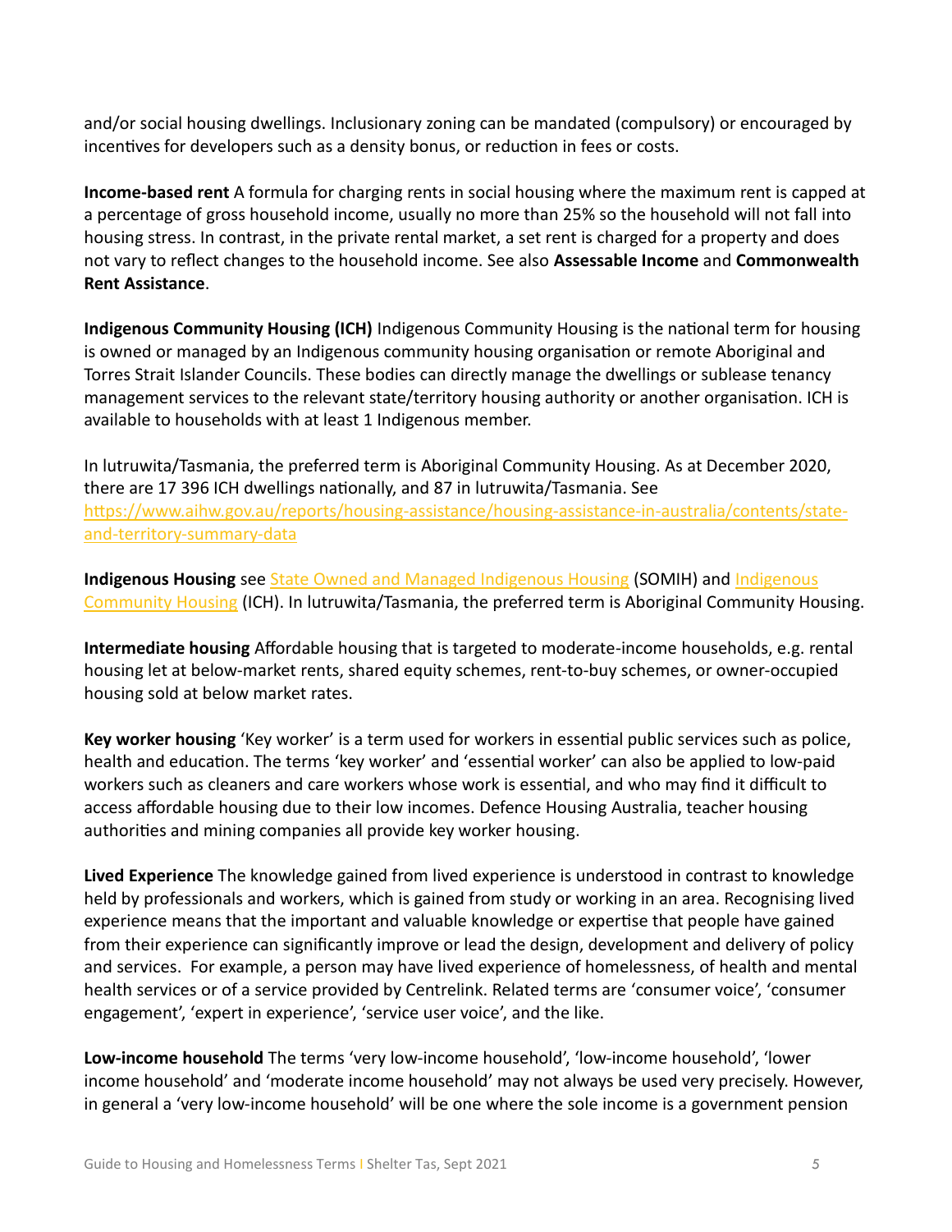and/or social housing dwellings. Inclusionary zoning can be mandated (compulsory) or encouraged by incentives for developers such as a density bonus, or reduction in fees or costs.

**Income-based rent** A formula for charging rents in social housing where the maximum rent is capped at a percentage of gross household income, usually no more than 25% so the household will not fall into housing stress. In contrast, in the private rental market, a set rent is charged for a property and does not vary to reflect changes to the household income. See also **Assessable Income** and **Commonwealth Rent Assistance**.

**Indigenous Community Housing (ICH)** Indigenous Community Housing is the national term for housing is owned or managed by an Indigenous community housing organisation or remote Aboriginal and Torres Strait Islander Councils. These bodies can directly manage the dwellings or sublease tenancy management services to the relevant state/territory housing authority or another organisation. ICH is available to households with at least 1 Indigenous member.

In lutruwita/Tasmania, the preferred term is Aboriginal Community Housing. As at December 2020, there are 17 396 ICH dwellings nationally, and 87 in lutruwita/Tasmania. See [https://www.aihw.gov.au/reports/housing-assistance/housing-assistance-in-australia/contents/state-and-territory-summary-data](https://www.aihw.gov.au/reports/housing-assistance/housing-assistance-in-australia/contents/state-and-territory-summary-data)

**Indigenous Housing** see State Owned and Managed Indigenous Housing (SOMIH) and Indigenous Community Housing (ICH). In lutruwita/Tasmania, the preferred term is Aboriginal Community Housing.

**Intermediate housing** Affordable housing that is targeted to moderate-income households, e.g. rental housing let at below-market rents, shared equity schemes, rent-to-buy schemes, or owner-occupied housing sold at below market rates.

**Key worker housing** 'Key worker' is a term used for workers in essential public services such as police, health and education. The terms 'key worker' and 'essential worker' can also be applied to low-paid workers such as cleaners and care workers whose work is essential, and who may find it difficult to access affordable housing due to their low incomes. Defence Housing Australia, teacher housing authorities and mining companies all provide key worker housing.

**Lived Experience** The knowledge gained from lived experience is understood in contrast to knowledge held by professionals and workers, which is gained from study or working in an area. Recognising lived experience means that the important and valuable knowledge or expertise that people have gained from their experience can significantly improve or lead the design, development and delivery of policy and services. For example, a person may have lived experience of homelessness, of health and mental health services or of a service provided by Centrelink. Related terms are 'consumer voice', 'consumer engagement', 'expert in experience', 'service user voice', and the like.

**Low-income household** The terms 'very low-income household', 'low-income household', 'lower income household' and 'moderate income household' may not always be used very precisely. However, in general a 'very low-income household' will be one where the sole income is a government pension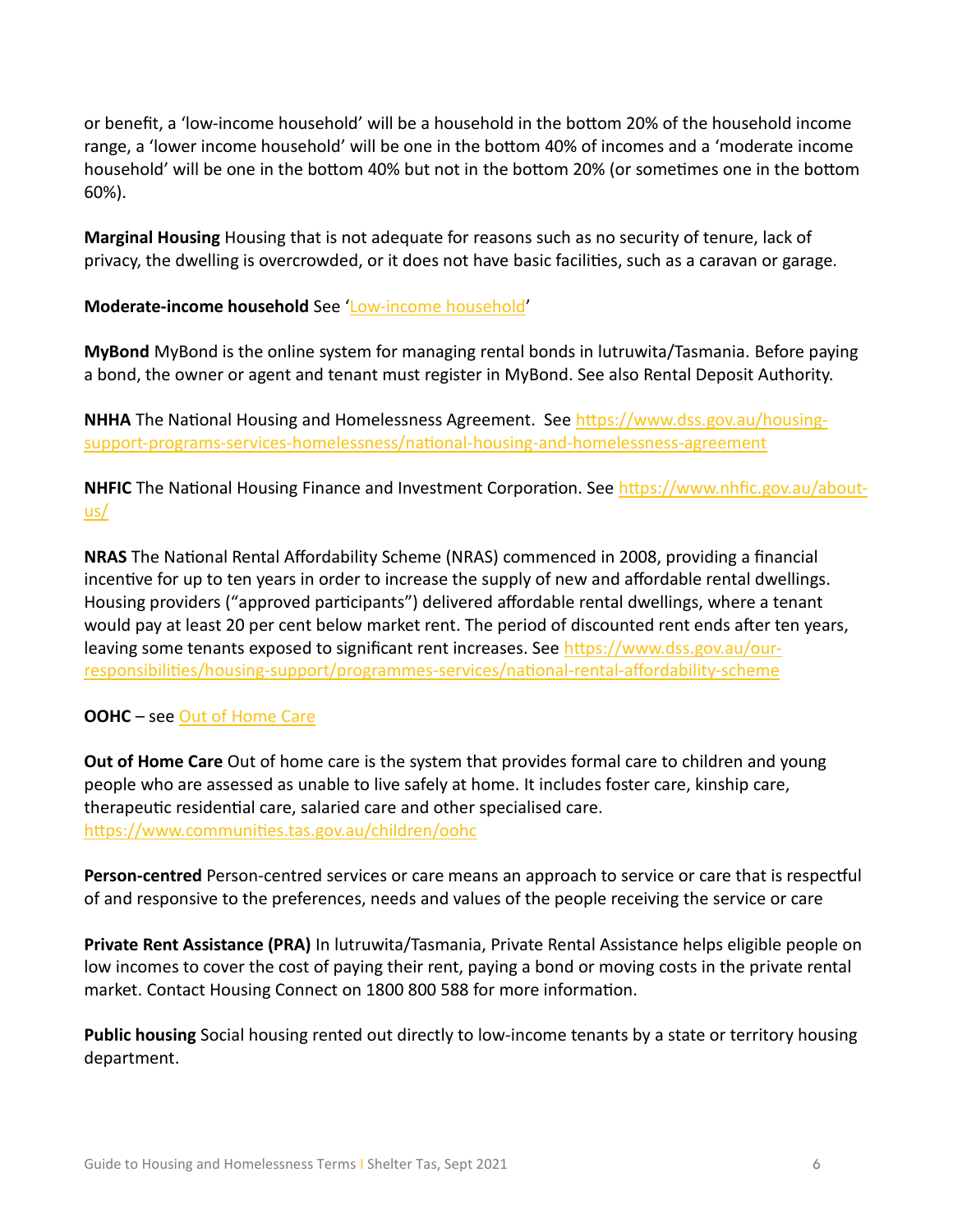or benefit, a 'low-income household' will be a household in the bottom 20% of the household income range, a 'lower income household' will be one in the bottom 40% of incomes and a 'moderate income household' will be one in the bottom 40% but not in the bottom 20% (or sometimes one in the bottom 60%).

**Marginal Housing** Housing that is not adequate for reasons such as no security of tenure, lack of privacy, the dwelling is overcrowded, or it does not have basic facilities, such as a caravan or garage.

**Moderate-income household** See 'Low-income household'

**MyBond** MyBond is the online system for managing rental bonds in lutruwita/Tasmania. Before paying a bond, the owner or agent and tenant must register in MyBond. See also Rental Deposit Authority.

**NHHA** The National Housing and Homelessness Agreement. See https://www.dss.gov.au/housing-support-programs-services-homelessness/national-housing-and-homelessness-agreement

**NHFIC** The National Housing Finance and Investment Corporation. See https://www.nhfic.gov.au/about-us/

**NRAS** The National Rental Affordability Scheme (NRAS) commenced in 2008, providing a financial incentive for up to ten years in order to increase the supply of new and affordable rental dwellings. Housing providers ("approved participants") delivered affordable rental dwellings, where a tenant would pay at least 20 per cent below market rent. The period of discounted rent ends after ten years, leaving some tenants exposed to significant rent increases. See https://www.dss.gov.au/our-responsibilities/housing-support/programmes-services/national-rental-affordability-scheme

**OOHC** – see Out of Home Care

**Out of Home Care** Out of home care is the system that provides formal care to children and young people who are assessed as unable to live safely at home. It includes foster care, kinship care, therapeutic residential care, salaried care and other specialised care. https://www.communities.tas.gov.au/children/oohc

**Person-centred** Person-centred services or care means an approach to service or care that is respectful of and responsive to the preferences, needs and values of the people receiving the service or care

**Private Rent Assistance (PRA)** In lutruwita/Tasmania, Private Rental Assistance helps eligible people on low incomes to cover the cost of paying their rent, paying a bond or moving costs in the private rental market. Contact Housing Connect on 1800 800 588 for more information.

**Public housing** Social housing rented out directly to low-income tenants by a state or territory housing department.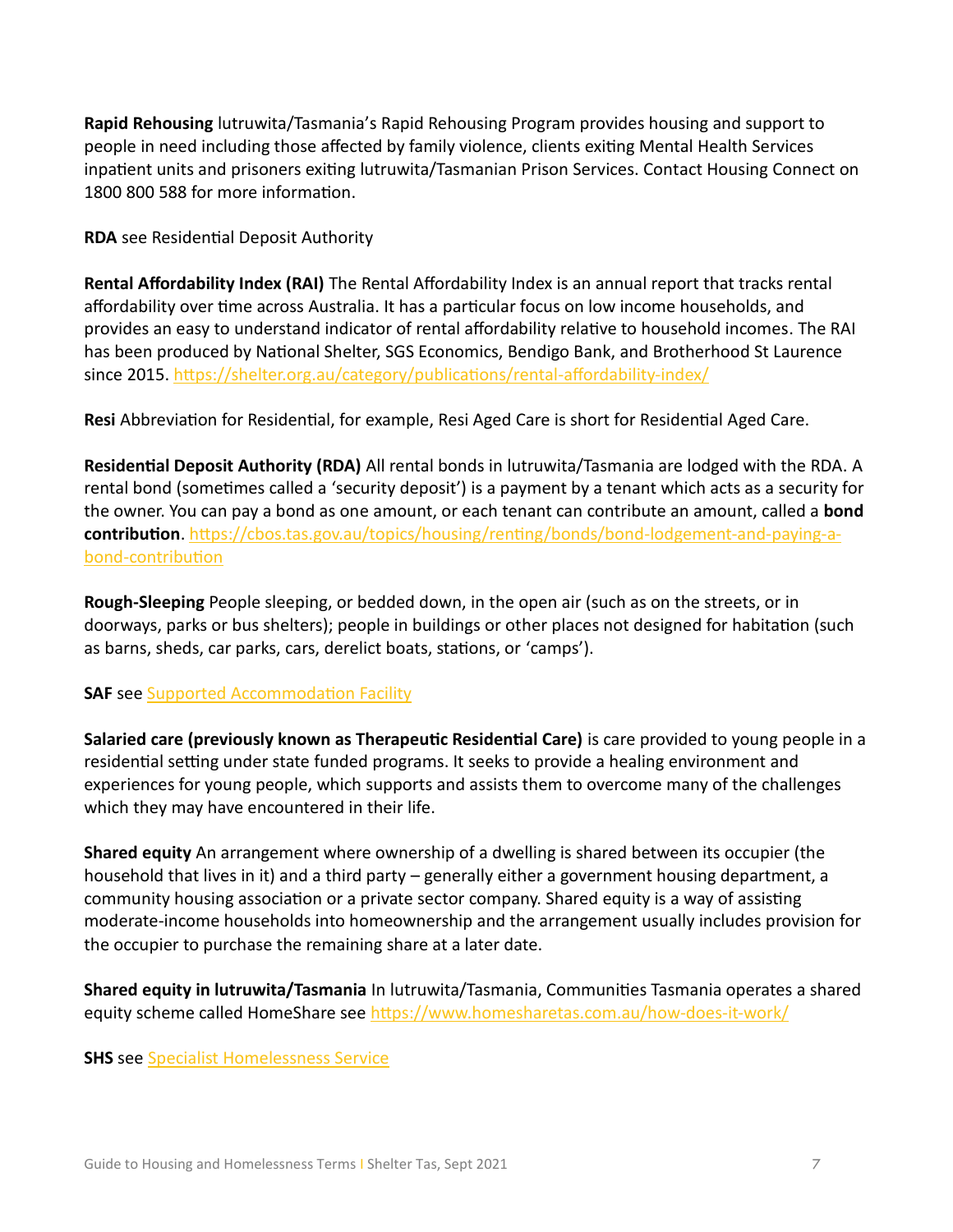**Rapid Rehousing** lutruwita/Tasmania's Rapid Rehousing Program provides housing and support to people in need including those affected by family violence, clients exiting Mental Health Services inpatient units and prisoners exiting lutruwita/Tasmanian Prison Services. Contact Housing Connect on 1800 800 588 for more information.

**RDA** see Residential Deposit Authority

**Rental Affordability Index (RAI)** The Rental Affordability Index is an annual report that tracks rental affordability over time across Australia. It has a particular focus on low income households, and provides an easy to understand indicator of rental affordability relative to household incomes. The RAI has been produced by National Shelter, SGS Economics, Bendigo Bank, and Brotherhood St Laurence since 2015. [https://shelter.org.au/category/publications/rental-affordability-index/](https://shelter.org.au/category/publications/rental-affordability-index/)

**Resi** Abbreviation for Residential, for example, Resi Aged Care is short for Residential Aged Care.

**Residential Deposit Authority (RDA)** All rental bonds in lutruwita/Tasmania are lodged with the RDA. A rental bond (sometimes called a 'security deposit') is a payment by a tenant which acts as a security for the owner. You can pay a bond as one amount, or each tenant can contribute an amount, called a **bond contribution**. [https://cbos.tas.gov.au/topics/housing/renting/bonds/bond-lodgement-and-paying-a-bond-contribution](https://cbos.tas.gov.au/topics/housing/renting/bonds/bond-lodgement-and-paying-a-bond-contribution)

**Rough-Sleeping** People sleeping, or bedded down, in the open air (such as on the streets, or in doorways, parks or bus shelters); people in buildings or other places not designed for habitation (such as barns, sheds, car parks, cars, derelict boats, stations, or 'camps').

**SAF** see Supported Accommodation Facility

**Salaried care (previously known as Therapeutic Residential Care)** is care provided to young people in a residential setting under state funded programs. It seeks to provide a healing environment and experiences for young people, which supports and assists them to overcome many of the challenges which they may have encountered in their life.

**Shared equity** An arrangement where ownership of a dwelling is shared between its occupier (the household that lives in it) and a third party – generally either a government housing department, a community housing association or a private sector company. Shared equity is a way of assisting moderate-income households into homeownership and the arrangement usually includes provision for the occupier to purchase the remaining share at a later date.

**Shared equity in lutruwita/Tasmania** In lutruwita/Tasmania, Communities Tasmania operates a shared equity scheme called HomeShare see [https://www.homesharetas.com.au/how-does-it-work/](https://www.homesharetas.com.au/how-does-it-work/)

**SHS** see Specialist Homelessness Service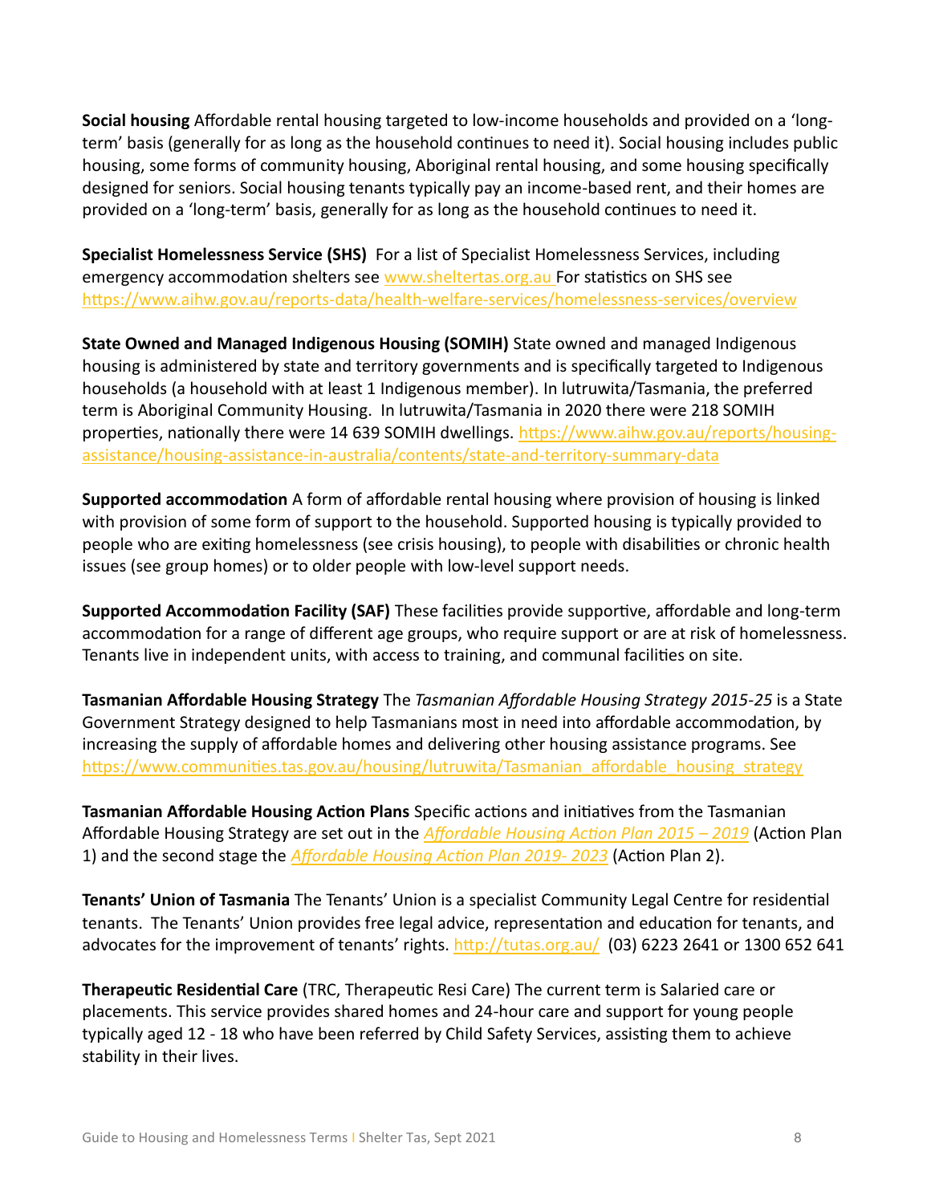**Social housing** Affordable rental housing targeted to low-income households and provided on a 'long-term' basis (generally for as long as the household continues to need it). Social housing includes public housing, some forms of community housing, Aboriginal rental housing, and some housing specifically designed for seniors. Social housing tenants typically pay an income-based rent, and their homes are provided on a 'long-term' basis, generally for as long as the household continues to need it.

**Specialist Homelessness Service (SHS)** For a list of Specialist Homelessness Services, including emergency accommodation shelters see www.sheltertas.org.au For statistics on SHS see https://www.aihw.gov.au/reports-data/health-welfare-services/homelessness-services/overview

**State Owned and Managed Indigenous Housing (SOMIH)** State owned and managed Indigenous housing is administered by state and territory governments and is specifically targeted to Indigenous households (a household with at least 1 Indigenous member). In lutruwita/Tasmania, the preferred term is Aboriginal Community Housing. In lutruwita/Tasmania in 2020 there were 218 SOMIH properties, nationally there were 14 639 SOMIH dwellings. https://www.aihw.gov.au/reports/housing-assistance/housing-assistance-in-australia/contents/state-and-territory-summary-data

**Supported accommodation** A form of affordable rental housing where provision of housing is linked with provision of some form of support to the household. Supported housing is typically provided to people who are exiting homelessness (see crisis housing), to people with disabilities or chronic health issues (see group homes) or to older people with low-level support needs.

**Supported Accommodation Facility (SAF)** These facilities provide supportive, affordable and long-term accommodation for a range of different age groups, who require support or are at risk of homelessness. Tenants live in independent units, with access to training, and communal facilities on site.

**Tasmanian Affordable Housing Strategy** The *Tasmanian Affordable Housing Strategy 2015-25* is a State Government Strategy designed to help Tasmanians most in need into affordable accommodation, by increasing the supply of affordable homes and delivering other housing assistance programs. See https://www.communities.tas.gov.au/housing/lutruwita/Tasmanian_affordable_housing_strategy

**Tasmanian Affordable Housing Action Plans** Specific actions and initiatives from the Tasmanian Affordable Housing Strategy are set out in the *Affordable Housing Action Plan 2015 – 2019* (Action Plan 1) and the second stage the *Affordable Housing Action Plan 2019- 2023* (Action Plan 2).

**Tenants' Union of Tasmania** The Tenants' Union is a specialist Community Legal Centre for residential tenants. The Tenants' Union provides free legal advice, representation and education for tenants, and advocates for the improvement of tenants' rights. http://tutas.org.au/ (03) 6223 2641 or 1300 652 641

**Therapeutic Residential Care** (TRC, Therapeutic Resi Care) The current term is Salaried care or placements. This service provides shared homes and 24-hour care and support for young people typically aged 12 - 18 who have been referred by Child Safety Services, assisting them to achieve stability in their lives.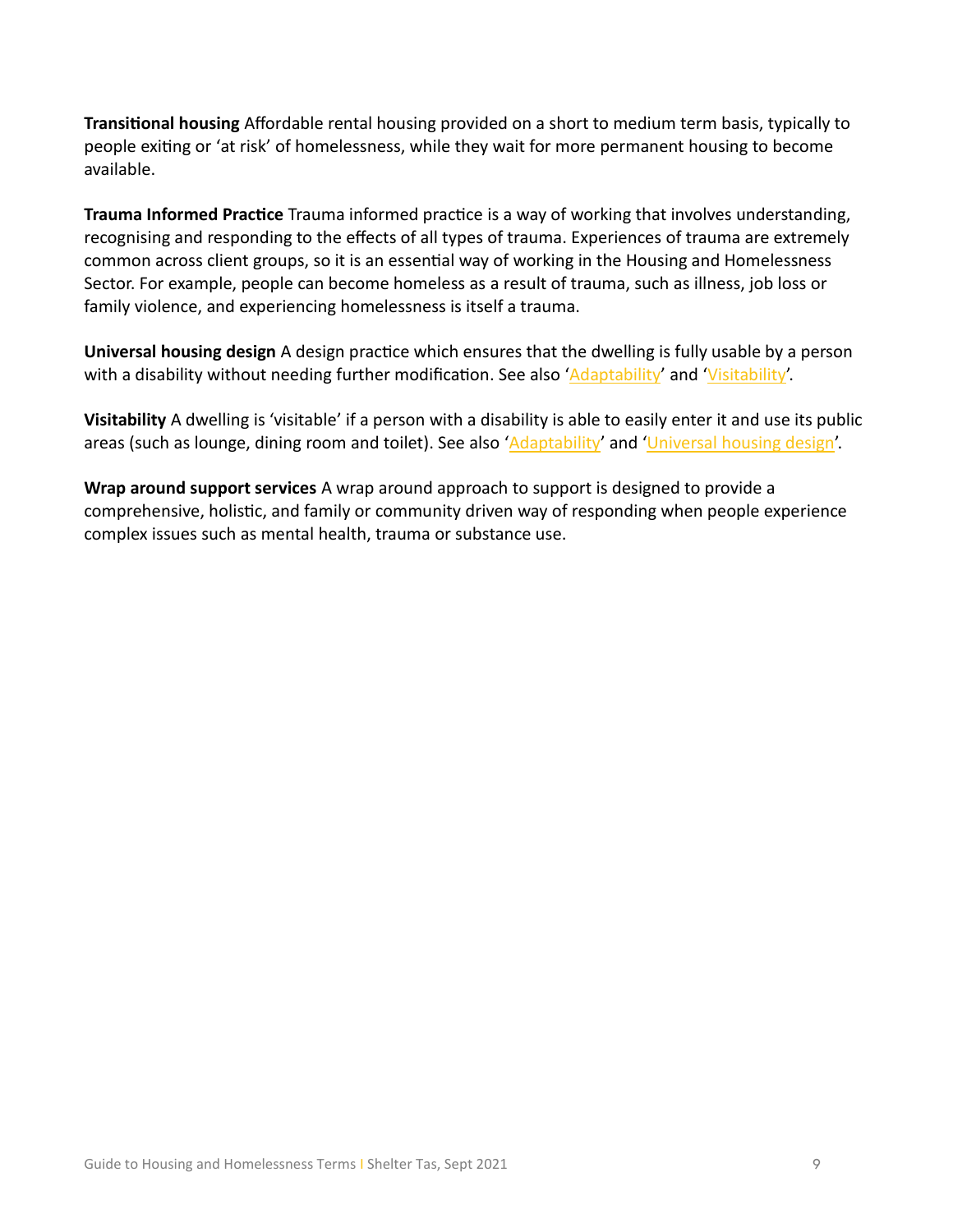**Transitional housing** Affordable rental housing provided on a short to medium term basis, typically to people exiting or 'at risk' of homelessness, while they wait for more permanent housing to become available.

**Trauma Informed Practice** Trauma informed practice is a way of working that involves understanding, recognising and responding to the effects of all types of trauma. Experiences of trauma are extremely common across client groups, so it is an essential way of working in the Housing and Homelessness Sector. For example, people can become homeless as a result of trauma, such as illness, job loss or family violence, and experiencing homelessness is itself a trauma.

**Universal housing design** A design practice which ensures that the dwelling is fully usable by a person with a disability without needing further modification. See also 'Adaptability' and 'Visitability'.

**Visitability** A dwelling is 'visitable' if a person with a disability is able to easily enter it and use its public areas (such as lounge, dining room and toilet). See also 'Adaptability' and 'Universal housing design'.

**Wrap around support services** A wrap around approach to support is designed to provide a comprehensive, holistic, and family or community driven way of responding when people experience complex issues such as mental health, trauma or substance use.